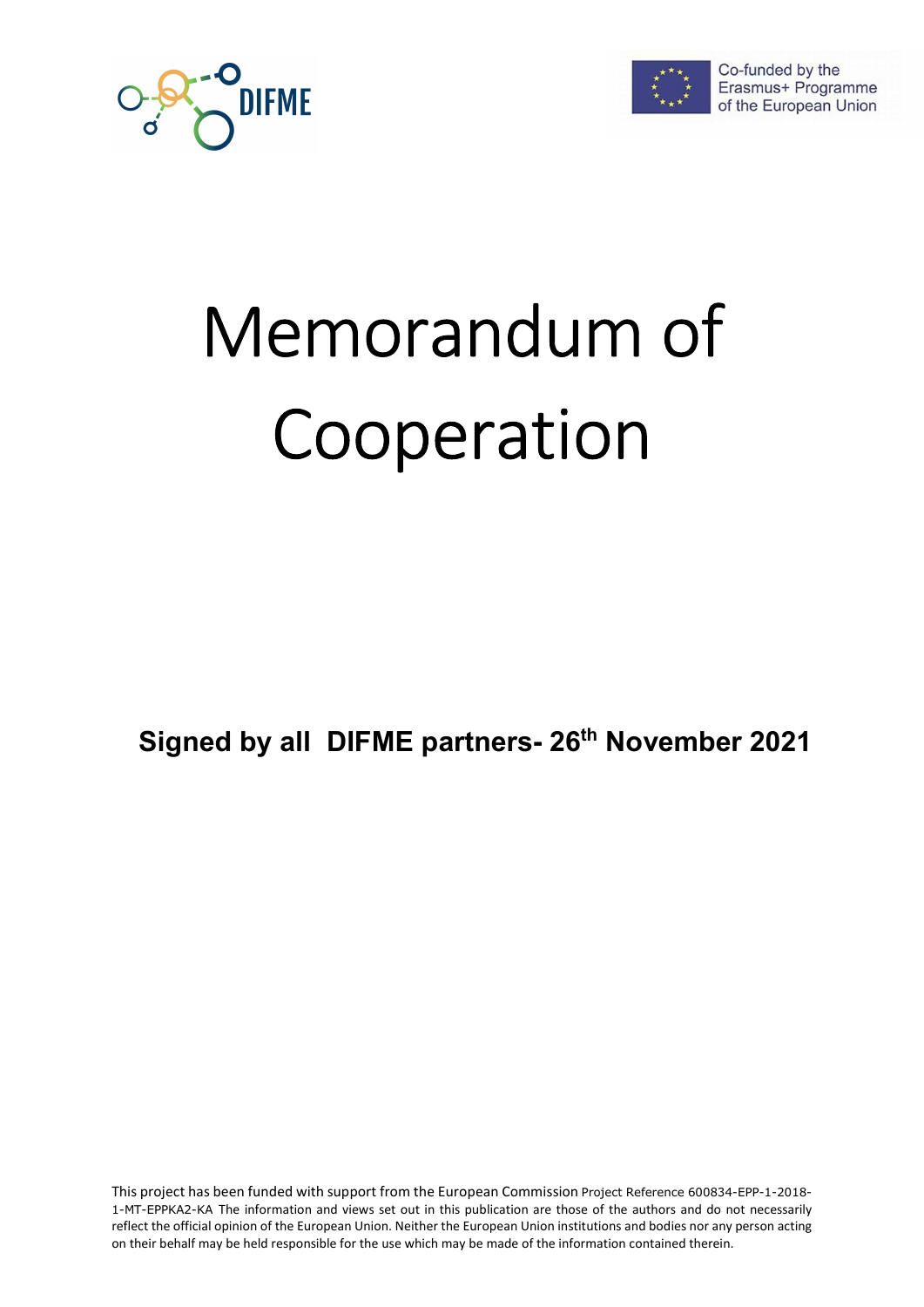# Memorandum of Cooperation

**Signed by all DIFME partners- 26th November 2021**

This project has been funded with support from the European Commission Project Reference 600834-EPP-1-2018-1-MT-EPPKA2-KA The information and views set out in this publication are those of the authors and do not necessarily reflect the official opinion of the European Union. Neither the European Union institutions and bodies nor any person acting on their behalf may be held responsible for the use which may be made of the information contained therein.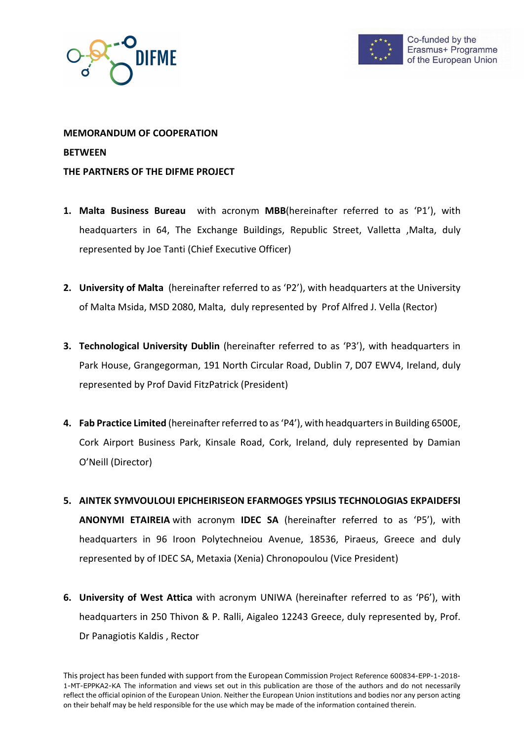**MEMORANDUM OF COOPERATION**

**BETWEEN**

**THE PARTNERS OF THE DIFME PROJECT**

1. **Malta Business Bureau** with acronym **MBB**(hereinafter referred to as 'P1'), with headquarters in 64, The Exchange Buildings, Republic Street, Valletta ,Malta, duly represented by Joe Tanti (Chief Executive Officer)

2. **University of Malta** (hereinafter referred to as 'P2'), with headquarters at the University of Malta Msida, MSD 2080, Malta, duly represented by Prof Alfred J. Vella (Rector)

3. **Technological University Dublin** (hereinafter referred to as 'P3'), with headquarters in Park House, Grangegorman, 191 North Circular Road, Dublin 7, D07 EWV4, Ireland, duly represented by Prof David FitzPatrick (President)

4. **Fab Practice Limited** (hereinafter referred to as 'P4'), with headquarters in Building 6500E, Cork Airport Business Park, Kinsale Road, Cork, Ireland, duly represented by Damian O'Neill (Director)

5. **AINTEK SYMVOULOUI EPICHEIRISEON EFARMOGES YPSILIS TECHNOLOGIAS EKPAIDEFSI ANONYMI ETAIREIA** with acronym **IDEC SA** (hereinafter referred to as 'P5'), with headquarters in 96 Iroon Polytechneiou Avenue, 18536, Piraeus, Greece and duly represented by of IDEC SA, Metaxia (Xenia) Chronopoulou (Vice President)

6. **University of West Attica** with acronym UNIWA (hereinafter referred to as 'P6'), with headquarters in 250 Thivon & P. Ralli, Aigaleo 12243 Greece, duly represented by, Prof. Dr Panagiotis Kaldis , Rector

This project has been funded with support from the European Commission Project Reference 600834-EPP-1-2018-1-MT-EPPKA2-KA The information and views set out in this publication are those of the authors and do not necessarily reflect the official opinion of the European Union. Neither the European Union institutions and bodies nor any person acting on their behalf may be held responsible for the use which may be made of the information contained therein.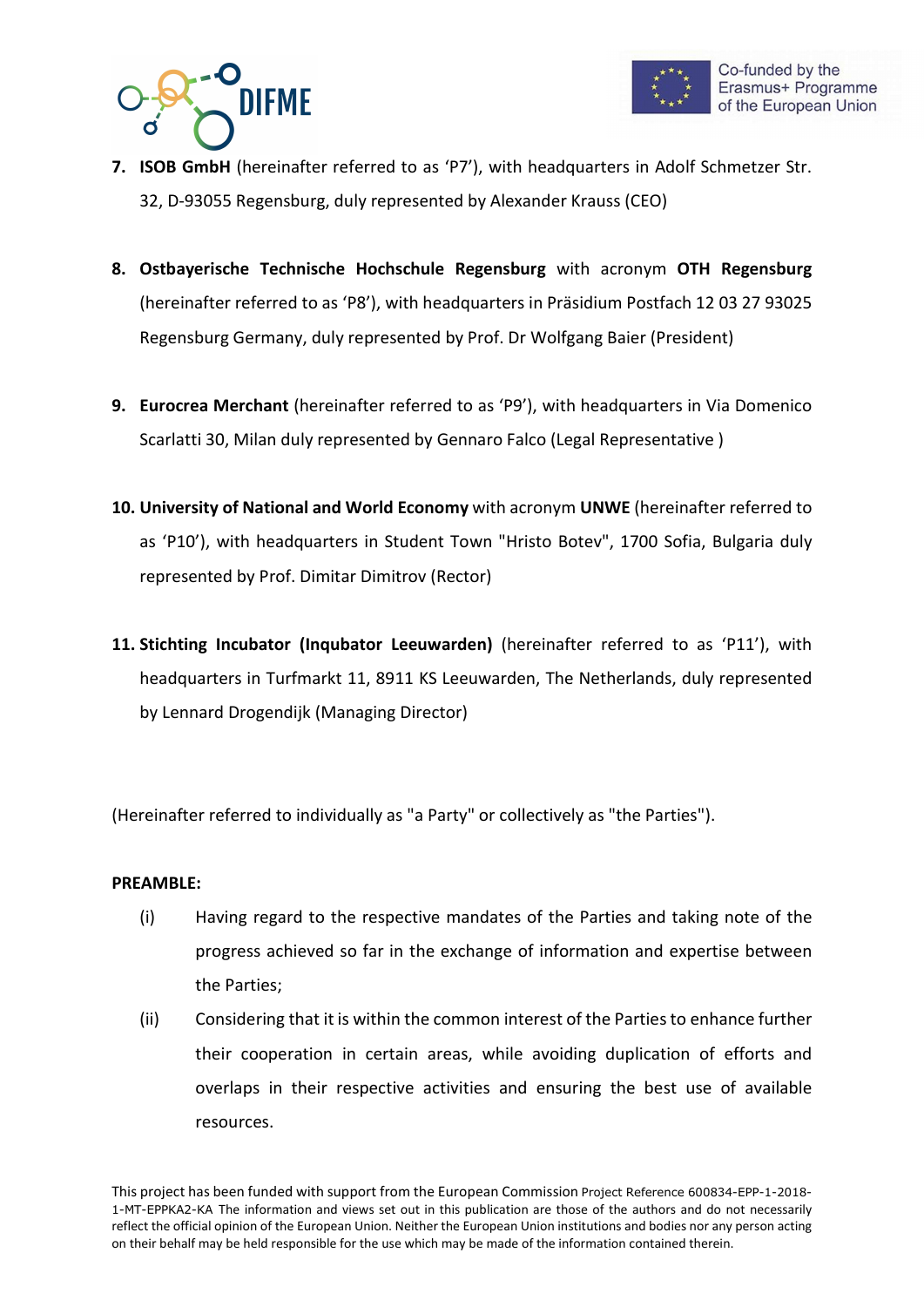7. **ISOB GmbH** (hereinafter referred to as ‘P7’), with headquarters in Adolf Schmetzer Str. 32, D-93055 Regensburg, duly represented by Alexander Krauss (CEO)

8. **Ostbayerische Technische Hochschule Regensburg** with acronym **OTH Regensburg** (hereinafter referred to as ‘P8’), with headquarters in Präsidium Postfach 12 03 27 93025 Regensburg Germany, duly represented by Prof. Dr Wolfgang Baier (President)

9. **Eurocrea Merchant** (hereinafter referred to as ‘P9’), with headquarters in Via Domenico Scarlatti 30, Milan duly represented by Gennaro Falco (Legal Representative )

10. **University of National and World Economy** with acronym **UNWE** (hereinafter referred to as ‘P10’), with headquarters in Student Town "Hristo Botev", 1700 Sofia, Bulgaria duly represented by Prof. Dimitar Dimitrov (Rector)

11. **Stichting Incubator (Inqubator Leeuwarden)** (hereinafter referred to as ‘P11’), with headquarters in Turfmarkt 11, 8911 KS Leeuwarden, The Netherlands, duly represented by Lennard Drogendijk (Managing Director)

(Hereinafter referred to individually as "a Party" or collectively as "the Parties").

**PREAMBLE:**

(i) Having regard to the respective mandates of the Parties and taking note of the progress achieved so far in the exchange of information and expertise between the Parties;

(ii) Considering that it is within the common interest of the Parties to enhance further their cooperation in certain areas, while avoiding duplication of efforts and overlaps in their respective activities and ensuring the best use of available resources.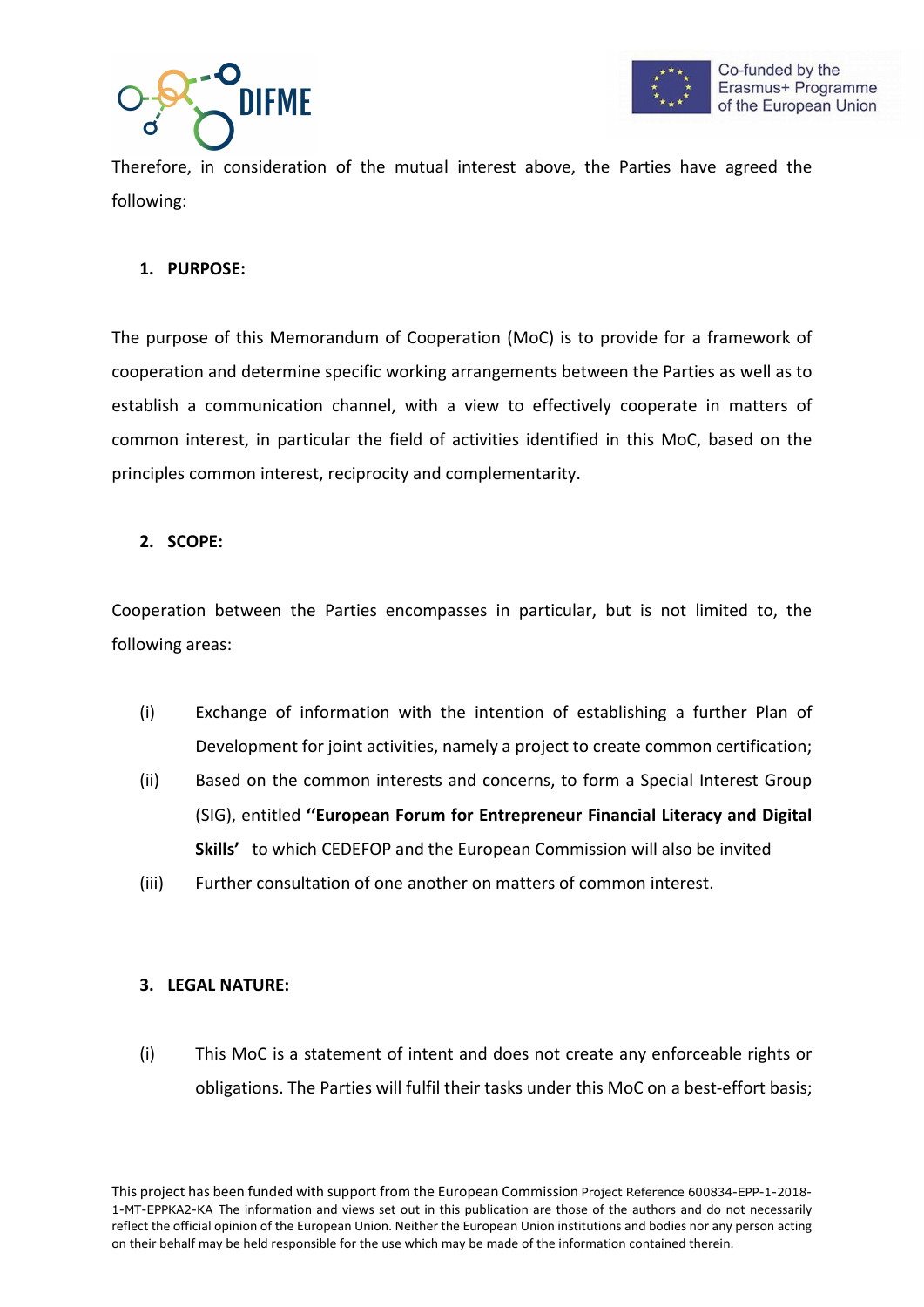Therefore, in consideration of the mutual interest above, the Parties have agreed the following:

1. **PURPOSE:**

The purpose of this Memorandum of Cooperation (MoC) is to provide for a framework of cooperation and determine specific working arrangements between the Parties as well as to establish a communication channel, with a view to effectively cooperate in matters of common interest, in particular the field of activities identified in this MoC, based on the principles common interest, reciprocity and complementarity.

2. **SCOPE:**

Cooperation between the Parties encompasses in particular, but is not limited to, the following areas:

(i) Exchange of information with the intention of establishing a further Plan of Development for joint activities, namely a project to create common certification;

(ii) Based on the common interests and concerns, to form a Special Interest Group (SIG), entitled **''European Forum for Entrepreneur Financial Literacy and Digital Skills'** to which CEDEFOP and the European Commission will also be invited

(iii) Further consultation of one another on matters of common interest.

3. **LEGAL NATURE:**

(i) This MoC is a statement of intent and does not create any enforceable rights or obligations. The Parties will fulfil their tasks under this MoC on a best-effort basis;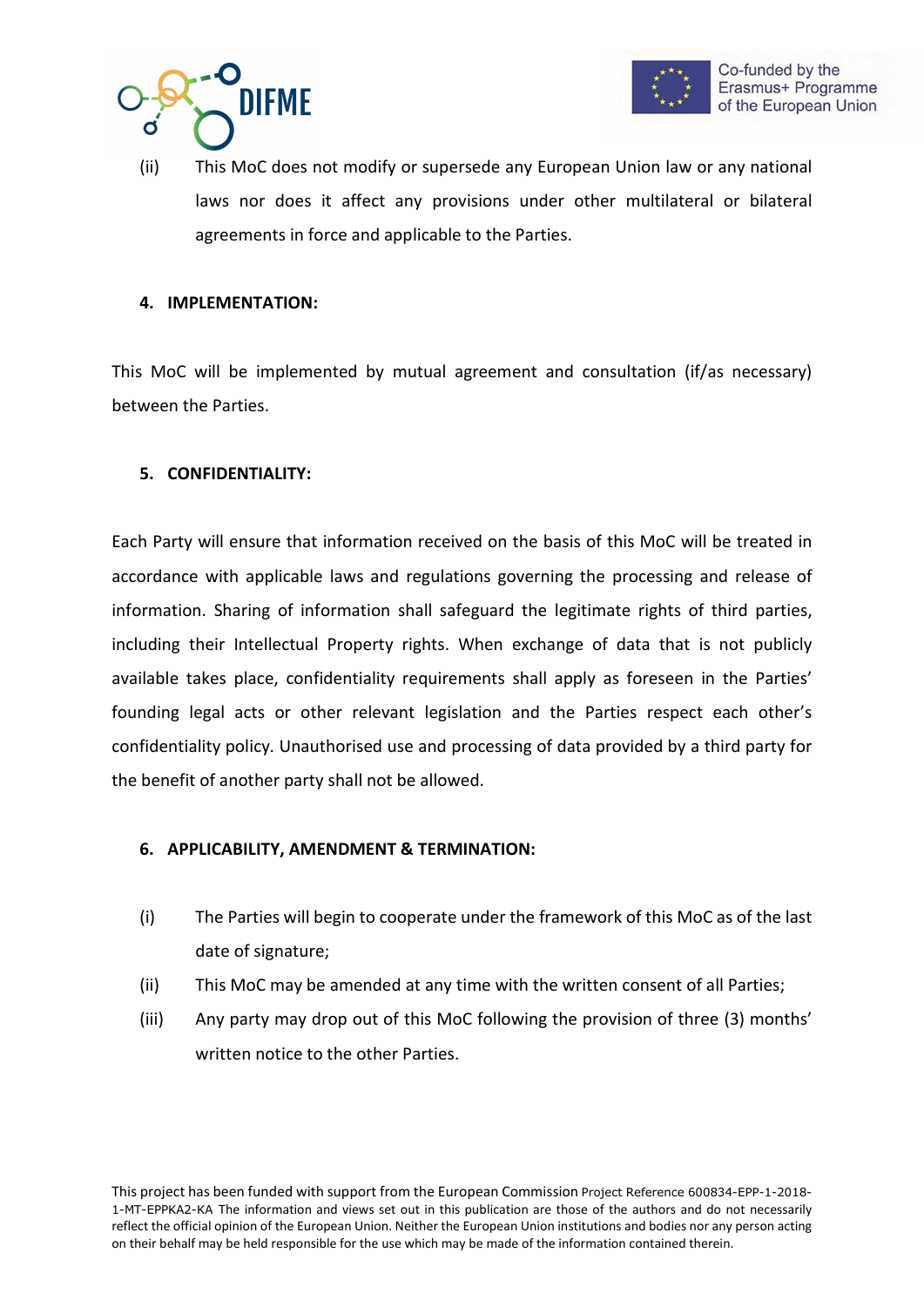(ii) This MoC does not modify or supersede any European Union law or any national laws nor does it affect any provisions under other multilateral or bilateral agreements in force and applicable to the Parties.

**4. IMPLEMENTATION:**

This MoC will be implemented by mutual agreement and consultation (if/as necessary) between the Parties.

**5. CONFIDENTIALITY:**

Each Party will ensure that information received on the basis of this MoC will be treated in accordance with applicable laws and regulations governing the processing and release of information. Sharing of information shall safeguard the legitimate rights of third parties, including their Intellectual Property rights. When exchange of data that is not publicly available takes place, confidentiality requirements shall apply as foreseen in the Parties' founding legal acts or other relevant legislation and the Parties respect each other's confidentiality policy. Unauthorised use and processing of data provided by a third party for the benefit of another party shall not be allowed.

**6. APPLICABILITY, AMENDMENT & TERMINATION:**

(i) The Parties will begin to cooperate under the framework of this MoC as of the last date of signature;

(ii) This MoC may be amended at any time with the written consent of all Parties;

(iii) Any party may drop out of this MoC following the provision of three (3) months' written notice to the other Parties.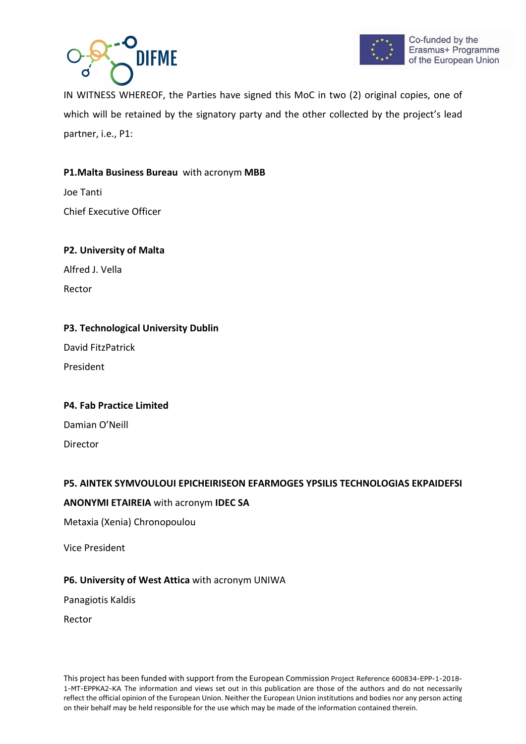IN WITNESS WHEREOF, the Parties have signed this MoC in two (2) original copies, one of which will be retained by the signatory party and the other collected by the project's lead partner, i.e., P1:

**P1.Malta Business Bureau** with acronym **MBB**

Joe Tanti

Chief Executive Officer

**P2. University of Malta**

Alfred J. Vella

Rector

**P3. Technological University Dublin**

David FitzPatrick

President

**P4. Fab Practice Limited**

Damian O'Neill

Director

**P5. AINTEK SYMVOULOUI EPICHEIRISEON EFARMOGES YPSILIS TECHNOLOGIAS EKPAIDEFSI ANONYMI ETAIREIA** with acronym **IDEC SA**

Metaxia (Xenia) Chronopoulou

Vice President

**P6. University of West Attica** with acronym UNIWA

Panagiotis Kaldis

Rector

This project has been funded with support from the European Commission Project Reference 600834-EPP-1-2018-1-MT-EPPKA2-KA The information and views set out in this publication are those of the authors and do not necessarily reflect the official opinion of the European Union. Neither the European Union institutions and bodies nor any person acting on their behalf may be held responsible for the use which may be made of the information contained therein.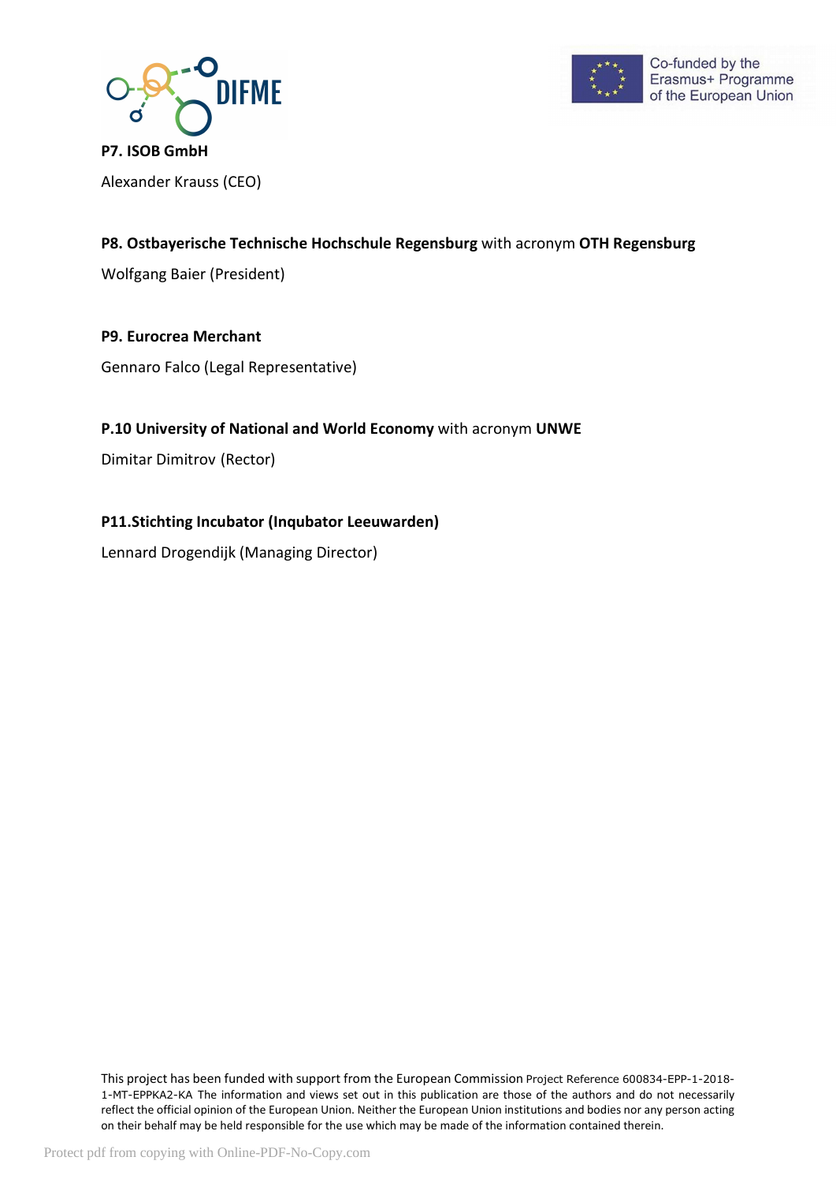**P7. ISOB GmbH**

Alexander Krauss (CEO)

**P8. Ostbayerische Technische Hochschule Regensburg** with acronym **OTH Regensburg**

Wolfgang Baier (President)

**P9. Eurocrea Merchant**

Gennaro Falco (Legal Representative)

**P.10 University of National and World Economy** with acronym **UNWE**

Dimitar Dimitrov (Rector)

**P11.Stichting Incubator (Inqubator Leeuwarden)**

Lennard Drogendijk (Managing Director)

This project has been funded with support from the European Commission Project Reference 600834-EPP-1-2018-1-MT-EPPKA2-KA The information and views set out in this publication are those of the authors and do not necessarily reflect the official opinion of the European Union. Neither the European Union institutions and bodies nor any person acting on their behalf may be held responsible for the use which may be made of the information contained therein.